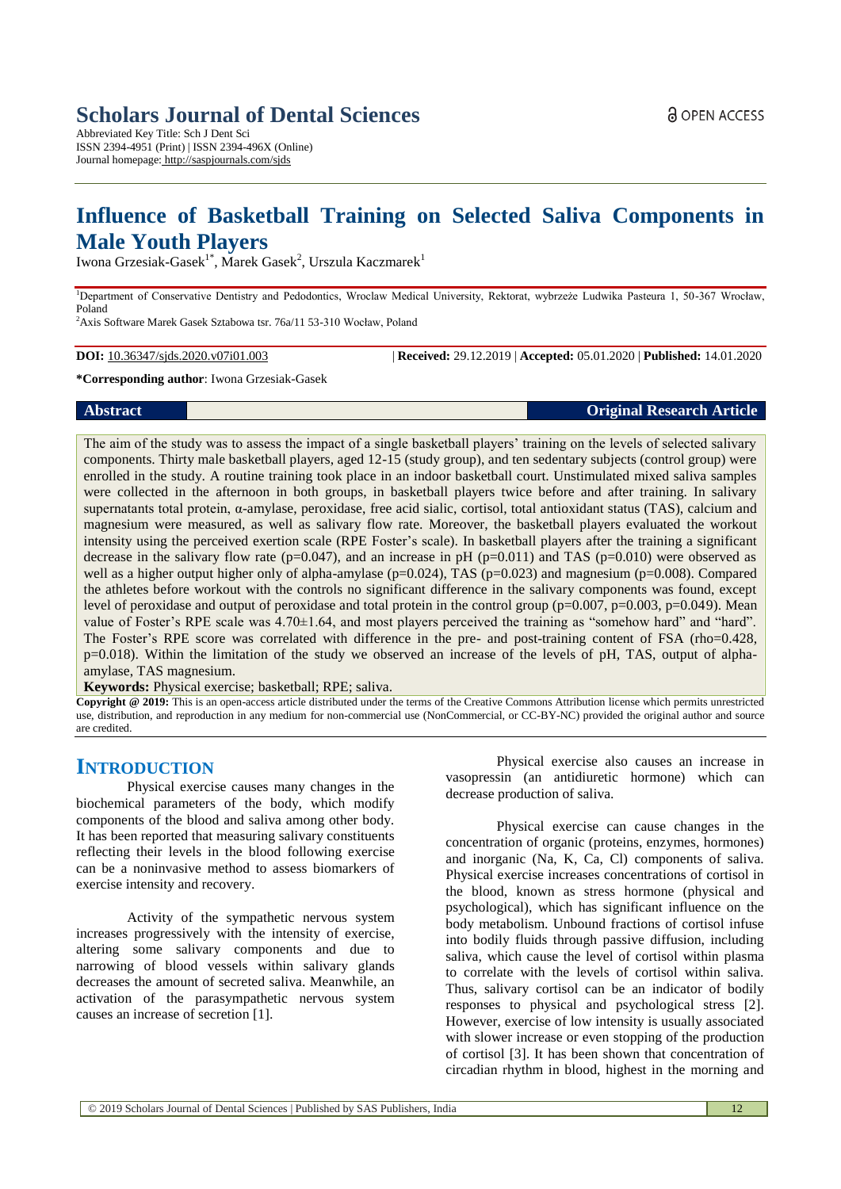# Scholars Journal of Dental Sciences

Abbreviated Key Title: Sch J Dent Sci
ISSN 2394-4951 (Print) | ISSN 2394-496X (Online)
Journal homepage: http://saspjournals.com/sjds

OPEN ACCESS

# Influence of Basketball Training on Selected Saliva Components in Male Youth Players

Iwona Grzesiak-Gasek[1*], Marek Gasek[2], Urszula Kaczmarek[1]

[1]Department of Conservative Dentistry and Pedodontics, Wroclaw Medical University, Rektorat, wybrzeże Ludwika Pasteura 1, 50-367 Wrocław, Poland
[2]Axis Software Marek Gasek Sztabowa tsr. 76a/11 53-310 Woclaw, Poland

**DOI:** 10.36347/sjds.2020.v07i01.003 | **Received:** 29.12.2019 | **Accepted:** 05.01.2020 | **Published:** 14.01.2020

**\*Corresponding author**: Iwona Grzesiak-Gasek

**Abstract** **Original Research Article**

The aim of the study was to assess the impact of a single basketball players' training on the levels of selected salivary components. Thirty male basketball players, aged 12-15 (study group), and ten sedentary subjects (control group) were enrolled in the study. A routine training took place in an indoor basketball court. Unstimulated mixed saliva samples were collected in the afternoon in both groups, in basketball players twice before and after training. In salivary supernatants total protein, α-amylase, peroxidase, free acid sialic, cortisol, total antioxidant status (TAS), calcium and magnesium were measured, as well as salivary flow rate. Moreover, the basketball players evaluated the workout intensity using the perceived exertion scale (RPE Foster's scale). In basketball players after the training a significant decrease in the salivary flow rate (p=0.047), and an increase in pH (p=0.011) and TAS (p=0.010) were observed as well as a higher output higher only of alpha-amylase (p=0.024), TAS (p=0.023) and magnesium (p=0.008). Compared the athletes before workout with the controls no significant difference in the salivary components was found, except level of peroxidase and output of peroxidase and total protein in the control group (p=0.007, p=0.003, p=0.049). Mean value of Foster's RPE scale was 4.70±1.64, and most players perceived the training as "somehow hard" and "hard". The Foster's RPE score was correlated with difference in the pre- and post-training content of FSA (rho=0.428, p=0.018). Within the limitation of the study we observed an increase of the levels of pH, TAS, output of alpha-amylase, TAS magnesium.

**Keywords:** Physical exercise; basketball; RPE; saliva.

**Copyright @ 2019:** This is an open-access article distributed under the terms of the Creative Commons Attribution license which permits unrestricted use, distribution, and reproduction in any medium for non-commercial use (NonCommercial, or CC-BY-NC) provided the original author and source are credited.

## INTRODUCTION

Physical exercise causes many changes in the biochemical parameters of the body, which modify components of the blood and saliva among other body. It has been reported that measuring salivary constituents reflecting their levels in the blood following exercise can be a noninvasive method to assess biomarkers of exercise intensity and recovery.

Activity of the sympathetic nervous system increases progressively with the intensity of exercise, altering some salivary components and due to narrowing of blood vessels within salivary glands decreases the amount of secreted saliva. Meanwhile, an activation of the parasympathetic nervous system causes an increase of secretion [1].

Physical exercise also causes an increase in vasopressin (an antidiuretic hormone) which can decrease production of saliva.

Physical exercise can cause changes in the concentration of organic (proteins, enzymes, hormones) and inorganic (Na, K, Ca, Cl) components of saliva. Physical exercise increases concentrations of cortisol in the blood, known as stress hormone (physical and psychological), which has significant influence on the body metabolism. Unbound fractions of cortisol infuse into bodily fluids through passive diffusion, including saliva, which cause the level of cortisol within plasma to correlate with the levels of cortisol within saliva. Thus, salivary cortisol can be an indicator of bodily responses to physical and psychological stress [2]. However, exercise of low intensity is usually associated with slower increase or even stopping of the production of cortisol [3]. It has been shown that concentration of circadian rhythm in blood, highest in the morning and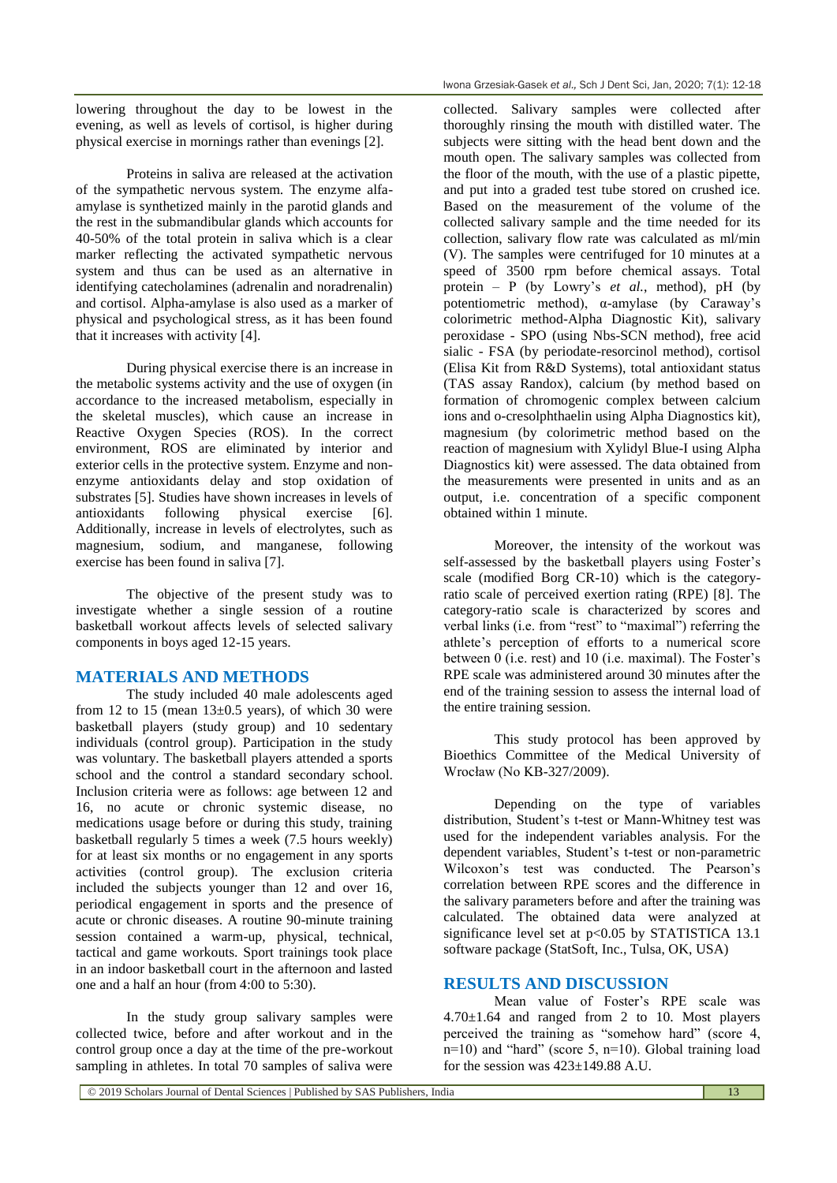lowering throughout the day to be lowest in the evening, as well as levels of cortisol, is higher during physical exercise in mornings rather than evenings [2].

Proteins in saliva are released at the activation of the sympathetic nervous system. The enzyme alfa-amylase is synthetized mainly in the parotid glands and the rest in the submandibular glands which accounts for 40-50% of the total protein in saliva which is a clear marker reflecting the activated sympathetic nervous system and thus can be used as an alternative in identifying catecholamines (adrenalin and noradrenalin) and cortisol. Alpha-amylase is also used as a marker of physical and psychological stress, as it has been found that it increases with activity [4].

During physical exercise there is an increase in the metabolic systems activity and the use of oxygen (in accordance to the increased metabolism, especially in the skeletal muscles), which cause an increase in Reactive Oxygen Species (ROS). In the correct environment, ROS are eliminated by interior and exterior cells in the protective system. Enzyme and non-enzyme antioxidants delay and stop oxidation of substrates [5]. Studies have shown increases in levels of antioxidants following physical exercise [6]. Additionally, increase in levels of electrolytes, such as magnesium, sodium, and manganese, following exercise has been found in saliva [7].

The objective of the present study was to investigate whether a single session of a routine basketball workout affects levels of selected salivary components in boys aged 12-15 years.

## MATERIALS AND METHODS

The study included 40 male adolescents aged from 12 to 15 (mean 13±0.5 years), of which 30 were basketball players (study group) and 10 sedentary individuals (control group). Participation in the study was voluntary. The basketball players attended a sports school and the control a standard secondary school. Inclusion criteria were as follows: age between 12 and 16, no acute or chronic systemic disease, no medications usage before or during this study, training basketball regularly 5 times a week (7.5 hours weekly) for at least six months or no engagement in any sports activities (control group). The exclusion criteria included the subjects younger than 12 and over 16, periodical engagement in sports and the presence of acute or chronic diseases. A routine 90-minute training session contained a warm-up, physical, technical, tactical and game workouts. Sport trainings took place in an indoor basketball court in the afternoon and lasted one and a half an hour (from 4:00 to 5:30).

In the study group salivary samples were collected twice, before and after workout and in the control group once a day at the time of the pre-workout sampling in athletes. In total 70 samples of saliva were collected. Salivary samples were collected after thoroughly rinsing the mouth with distilled water. The subjects were sitting with the head bent down and the mouth open. The salivary samples was collected from the floor of the mouth, with the use of a plastic pipette, and put into a graded test tube stored on crushed ice. Based on the measurement of the volume of the collected salivary sample and the time needed for its collection, salivary flow rate was calculated as ml/min (V). The samples were centrifuged for 10 minutes at a speed of 3500 rpm before chemical assays. Total protein – P (by Lowry's *et al.*, method), pH (by potentiometric method), α-amylase (by Caraway's colorimetric method-Alpha Diagnostic Kit), salivary peroxidase - SPO (using Nbs-SCN method), free acid sialic - FSA (by periodate-resorcinol method), cortisol (Elisa Kit from R&D Systems), total antioxidant status (TAS assay Randox), calcium (by method based on formation of chromogenic complex between calcium ions and o-cresolphthaelin using Alpha Diagnostics kit), magnesium (by colorimetric method based on the reaction of magnesium with Xylidyl Blue-I using Alpha Diagnostics kit) were assessed. The data obtained from the measurements were presented in units and as an output, i.e. concentration of a specific component obtained within 1 minute.

Moreover, the intensity of the workout was self-assessed by the basketball players using Foster's scale (modified Borg CR-10) which is the category-ratio scale of perceived exertion rating (RPE) [8]. The category-ratio scale is characterized by scores and verbal links (i.e. from "rest" to "maximal") referring the athlete's perception of efforts to a numerical score between 0 (i.e. rest) and 10 (i.e. maximal). The Foster's RPE scale was administered around 30 minutes after the end of the training session to assess the internal load of the entire training session.

This study protocol has been approved by Bioethics Committee of the Medical University of Wrocław (No KB-327/2009).

Depending on the type of variables distribution, Student's t-test or Mann-Whitney test was used for the independent variables analysis. For the dependent variables, Student's t-test or non-parametric Wilcoxon's test was conducted. The Pearson's correlation between RPE scores and the difference in the salivary parameters before and after the training was calculated. The obtained data were analyzed at significance level set at $p<0.05$ by STATISTICA 13.1 software package (StatSoft, Inc., Tulsa, OK, USA)

## RESULTS AND DISCUSSION

Mean value of Foster's RPE scale was 4.70±1.64 and ranged from 2 to 10. Most players perceived the training as "somehow hard" (score 4, n=10) and "hard" (score 5, n=10). Global training load for the session was 423±149.88 A.U.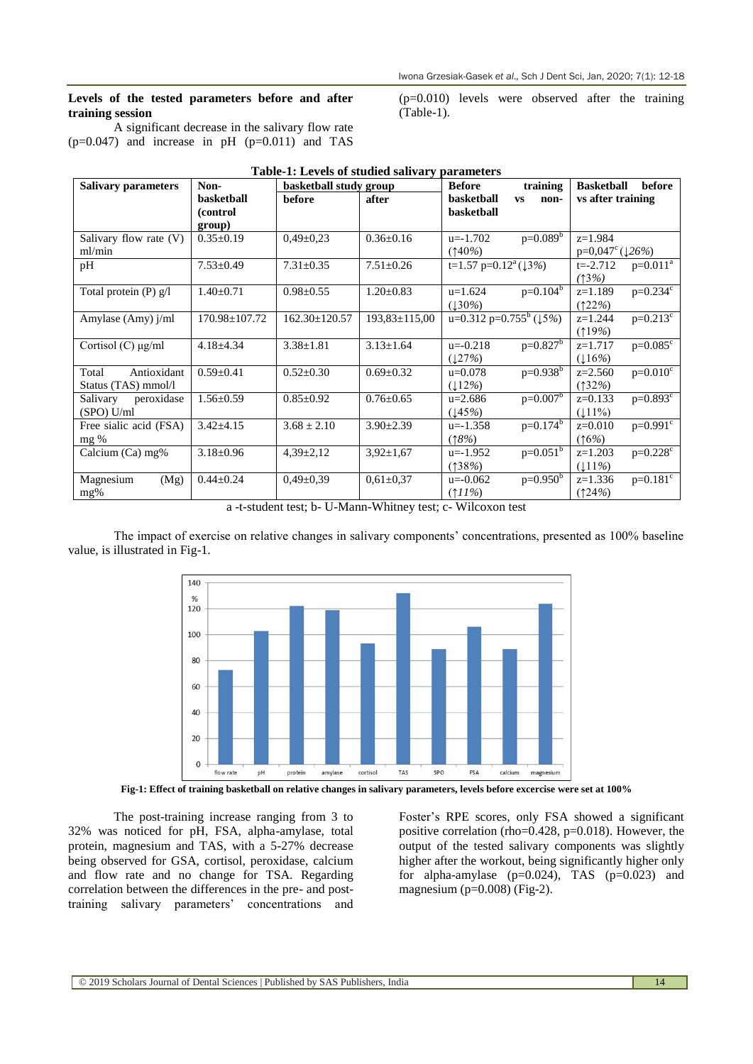**Levels of the tested parameters before and after training session**

A significant decrease in the salivary flow rate (p=0.047) and increase in pH (p=0.011) and TAS (p=0.010) levels were observed after the training (Table-1).

**Table-1: Levels of studied salivary parameters**

| Salivary parameters | Non-basketball (control group) | basketball study group | | Before training basketball vs non-basketball | Basketball before vs after training |
|---|---|---|---|---|---|
| | | before | after | | |
| Salivary flow rate (V) ml/min | 0.35±0.19 | 0,49±0,23 | 0.36±0.16 | u=-1.702 p=0.089[b] (↑40%) | z=1.984 p=0,047[c] (↓26%) |
| pH | 7.53±0.49 | 7.31±0.35 | 7.51±0.26 | t=1.57 p=0.12[a] (↓3%) | t=-2.712 p=0.011[a] (↑3%) |
| Total protein (P) g/l | 1.40±0.71 | 0.98±0.55 | 1.20±0.83 | u=1.624 p=0.104[b] (↓30%) | z=1.189 p=0.234[c] (↑22%) |
| Amylase (Amy) j/ml | 170.98±107.72 | 162.30±120.57 | 193,83±115,00 | u=0.312 p=0.755[b] (↓5%) | z=1.244 p=0.213[c] (↑19%) |
| Cortisol (C) µg/ml | 4.18±4.34 | 3.38±1.81 | 3.13±1.64 | u=-0.218 p=0.827[b] (↓27%) | z=1.717 p=0.085[c] (↓16%) |
| Total Antioxidant Status (TAS) mmol/l | 0.59±0.41 | 0.52±0.30 | 0.69±0.32 | u=0.078 p=0.938[b] (↓12%) | z=2.560 p=0.010[c] (↑32%) |
| Salivary peroxidase (SPO) U/ml | 1.56±0.59 | 0.85±0.92 | 0.76±0.65 | u=2.686 p=0.007[b] (↓45%) | z=0.133 p=0.893[c] (↓11%) |
| Free sialic acid (FSA) mg % | 3.42±4.15 | 3.68 ± 2.10 | 3.90±2.39 | u=-1.358 p=0.174[b] (↑8%) | z=0.010 p=0.991[c] (↑6%) |
| Calcium (Ca) mg% | 3.18±0.96 | 4,39±2,12 | 3,92±1,67 | u=-1.952 p=0.051[b] (↑38%) | z=1.203 p=0.228[c] (↓11%) |
| Magnesium (Mg) mg% | 0.44±0.24 | 0,49±0,39 | 0,61±0,37 | u=-0.062 p=0.950[b] (↑11%) | z=1.336 p=0.181[c] (↑24%) |

a -t-student test; b- U-Mann-Whitney test; c- Wilcoxon test

The impact of exercise on relative changes in salivary components' concentrations, presented as 100% baseline value, is illustrated in Fig-1.

**Fig-1: Effect of training basketball on relative changes in salivary parameters, levels before excercise were set at 100%**

The post-training increase ranging from 3 to 32% was noticed for pH, FSA, alpha-amylase, total protein, magnesium and TAS, with a 5-27% decrease being observed for GSA, cortisol, peroxidase, calcium and flow rate and no change for TSA. Regarding correlation between the differences in the pre- and post-training salivary parameters' concentrations and Foster's RPE scores, only FSA showed a significant positive correlation (rho=0.428, p=0.018). However, the output of the tested salivary components was slightly higher after the workout, being significantly higher only for alpha-amylase (p=0.024), TAS (p=0.023) and magnesium (p=0.008) (Fig-2).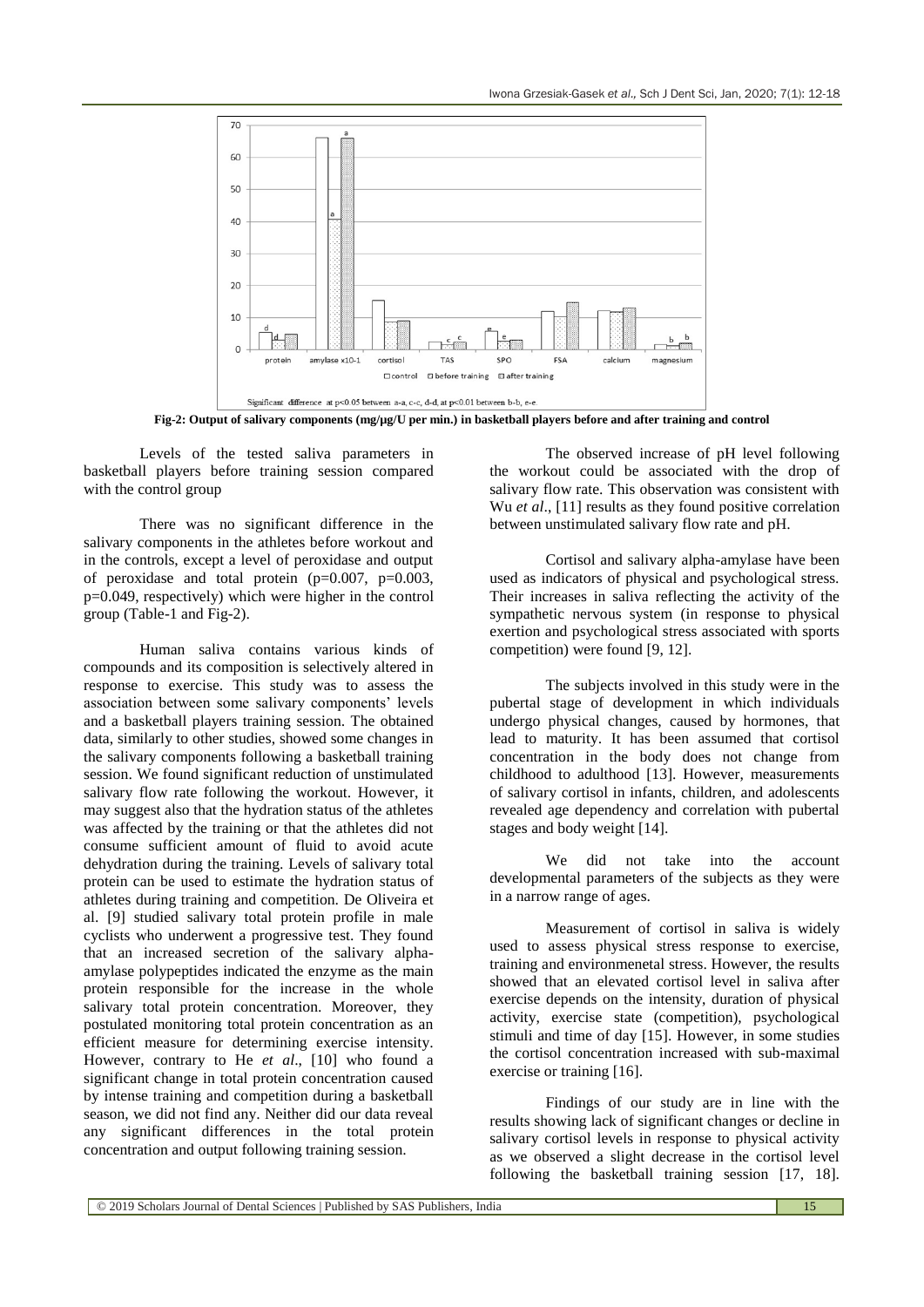Significant difference at p<0.05 between a-a, c-c, d-d, at p<0.01 between b-b, e-e.

**Fig-2: Output of salivary components (mg/µg/U per min.) in basketball players before and after training and control**

Levels of the tested saliva parameters in basketball players before training session compared with the control group

There was no significant difference in the salivary components in the athletes before workout and in the controls, except a level of peroxidase and output of peroxidase and total protein (p=0.007, p=0.003, p=0.049, respectively) which were higher in the control group (Table-1 and Fig-2).

Human saliva contains various kinds of compounds and its composition is selectively altered in response to exercise. This study was to assess the association between some salivary components' levels and a basketball players training session. The obtained data, similarly to other studies, showed some changes in the salivary components following a basketball training session. We found significant reduction of unstimulated salivary flow rate following the workout. However, it may suggest also that the hydration status of the athletes was affected by the training or that the athletes did not consume sufficient amount of fluid to avoid acute dehydration during the training. Levels of salivary total protein can be used to estimate the hydration status of athletes during training and competition. De Oliveira et al. [9] studied salivary total protein profile in male cyclists who underwent a progressive test. They found that an increased secretion of the salivary alpha-amylase polypeptides indicated the enzyme as the main protein responsible for the increase in the whole salivary total protein concentration. Moreover, they postulated monitoring total protein concentration as an efficient measure for determining exercise intensity. However, contrary to He *et al*., [10] who found a significant change in total protein concentration caused by intense training and competition during a basketball season, we did not find any. Neither did our data reveal any significant differences in the total protein concentration and output following training session.

The observed increase of pH level following the workout could be associated with the drop of salivary flow rate. This observation was consistent with Wu *et al*., [11] results as they found positive correlation between unstimulated salivary flow rate and pH.

Cortisol and salivary alpha-amylase have been used as indicators of physical and psychological stress. Their increases in saliva reflecting the activity of the sympathetic nervous system (in response to physical exertion and psychological stress associated with sports competition) were found [9, 12].

The subjects involved in this study were in the pubertal stage of development in which individuals undergo physical changes, caused by hormones, that lead to maturity. It has been assumed that cortisol concentration in the body does not change from childhood to adulthood [13]. However, measurements of salivary cortisol in infants, children, and adolescents revealed age dependency and correlation with pubertal stages and body weight [14].

We did not take into the account developmental parameters of the subjects as they were in a narrow range of ages.

Measurement of cortisol in saliva is widely used to assess physical stress response to exercise, training and environmenetal stress. However, the results showed that an elevated cortisol level in saliva after exercise depends on the intensity, duration of physical activity, exercise state (competition), psychological stimuli and time of day [15]. However, in some studies the cortisol concentration increased with sub-maximal exercise or training [16].

Findings of our study are in line with the results showing lack of significant changes or decline in salivary cortisol levels in response to physical activity as we observed a slight decrease in the cortisol level following the basketball training session [17, 18].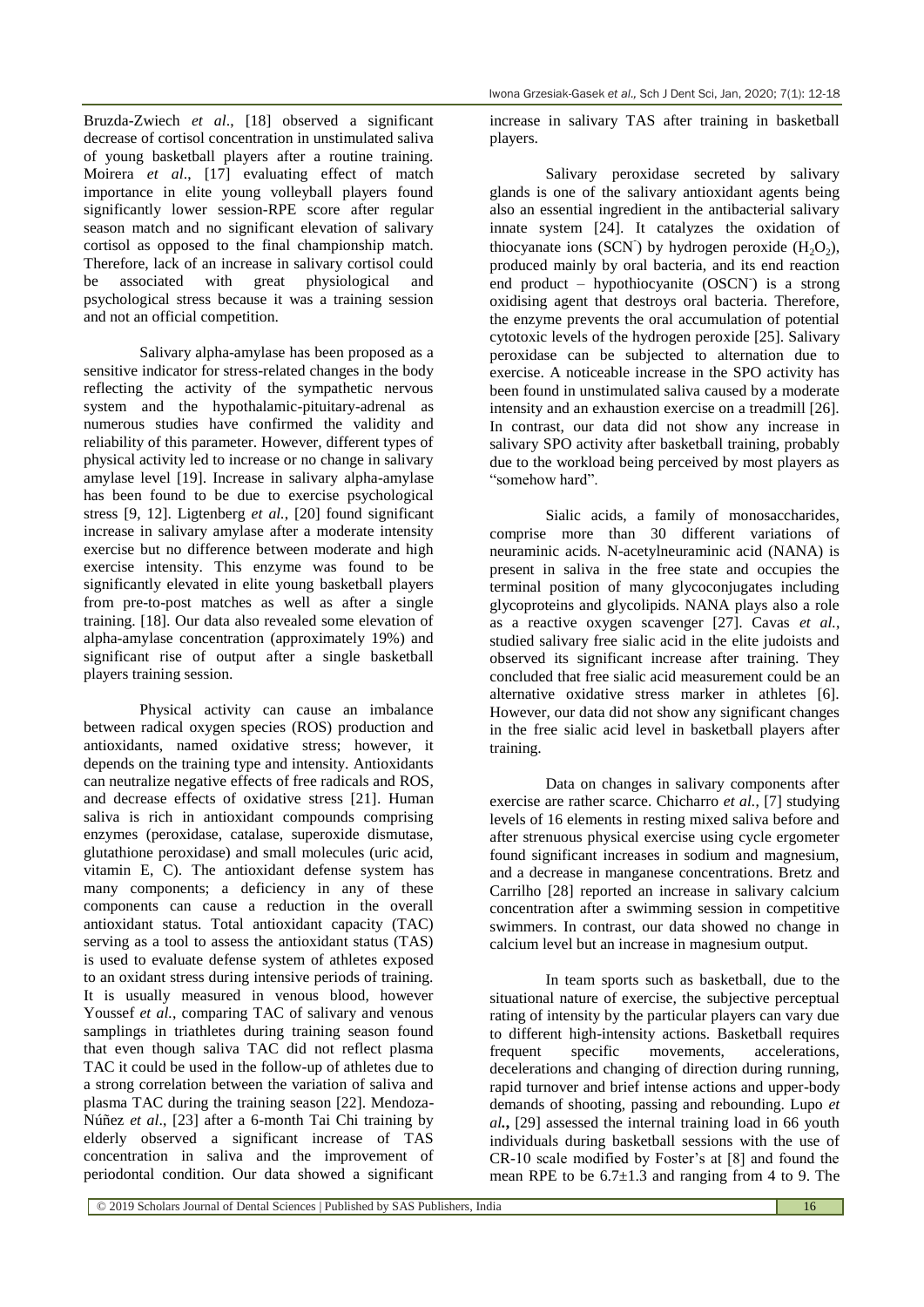Bruzda-Zwiech *et al*., [18] observed a significant decrease of cortisol concentration in unstimulated saliva of young basketball players after a routine training. Moirera *et al*., [17] evaluating effect of match importance in elite young volleyball players found significantly lower session-RPE score after regular season match and no significant elevation of salivary cortisol as opposed to the final championship match. Therefore, lack of an increase in salivary cortisol could be associated with great physiological and psychological stress because it was a training session and not an official competition.

Salivary alpha-amylase has been proposed as a sensitive indicator for stress-related changes in the body reflecting the activity of the sympathetic nervous system and the hypothalamic-pituitary-adrenal as numerous studies have confirmed the validity and reliability of this parameter. However, different types of physical activity led to increase or no change in salivary amylase level [19]. Increase in salivary alpha-amylase has been found to be due to exercise psychological stress [9, 12]. Ligtenberg *et al.*, [20] found significant increase in salivary amylase after a moderate intensity exercise but no difference between moderate and high exercise intensity. This enzyme was found to be significantly elevated in elite young basketball players from pre-to-post matches as well as after a single training. [18]. Our data also revealed some elevation of alpha-amylase concentration (approximately 19%) and significant rise of output after a single basketball players training session.

Physical activity can cause an imbalance between radical oxygen species (ROS) production and antioxidants, named oxidative stress; however, it depends on the training type and intensity. Antioxidants can neutralize negative effects of free radicals and ROS, and decrease effects of oxidative stress [21]. Human saliva is rich in antioxidant compounds comprising enzymes (peroxidase, catalase, superoxide dismutase, glutathione peroxidase) and small molecules (uric acid, vitamin E, C). The antioxidant defense system has many components; a deficiency in any of these components can cause a reduction in the overall antioxidant status. Total antioxidant capacity (TAC) serving as a tool to assess the antioxidant status (TAS) is used to evaluate defense system of athletes exposed to an oxidant stress during intensive periods of training. It is usually measured in venous blood, however Youssef *et al.*, comparing TAC of salivary and venous samplings in triathletes during training season found that even though saliva TAC did not reflect plasma TAC it could be used in the follow-up of athletes due to a strong correlation between the variation of saliva and plasma TAC during the training season [22]. Mendoza-Núñez *et al*., [23] after a 6-month Tai Chi training by elderly observed a significant increase of TAS concentration in saliva and the improvement of periodontal condition. Our data showed a significant increase in salivary TAS after training in basketball players.

Salivary peroxidase secreted by salivary glands is one of the salivary antioxidant agents being also an essential ingredient in the antibacterial salivary innate system [24]. It catalyzes the oxidation of thiocyanate ions ($SCN^-$) by hydrogen peroxide ($H_2O_2$), produced mainly by oral bacteria, and its end reaction end product – hypothiocyanite ($OSCN^-$) is a strong oxidising agent that destroys oral bacteria. Therefore, the enzyme prevents the oral accumulation of potential cytotoxic levels of the hydrogen peroxide [25]. Salivary peroxidase can be subjected to alternation due to exercise. A noticeable increase in the SPO activity has been found in unstimulated saliva caused by a moderate intensity and an exhaustion exercise on a treadmill [26]. In contrast, our data did not show any increase in salivary SPO activity after basketball training, probably due to the workload being perceived by most players as "somehow hard".

Sialic acids, a family of monosaccharides, comprise more than 30 different variations of neuraminic acids. N-acetylneuraminic acid (NANA) is present in saliva in the free state and occupies the terminal position of many glycoconjugates including glycoproteins and glycolipids. NANA plays also a role as a reactive oxygen scavenger [27]. Cavas *et al.*, studied salivary free sialic acid in the elite judoists and observed its significant increase after training. They concluded that free sialic acid measurement could be an alternative oxidative stress marker in athletes [6]. However, our data did not show any significant changes in the free sialic acid level in basketball players after training.

Data on changes in salivary components after exercise are rather scarce. Chicharro *et al.*, [7] studying levels of 16 elements in resting mixed saliva before and after strenuous physical exercise using cycle ergometer found significant increases in sodium and magnesium, and a decrease in manganese concentrations. Bretz and Carrilho [28] reported an increase in salivary calcium concentration after a swimming session in competitive swimmers. In contrast, our data showed no change in calcium level but an increase in magnesium output.

In team sports such as basketball, due to the situational nature of exercise, the subjective perceptual rating of intensity by the particular players can vary due to different high-intensity actions. Basketball requires frequent specific movements, accelerations, decelerations and changing of direction during running, rapid turnover and brief intense actions and upper-body demands of shooting, passing and rebounding. Lupo *et al.***,** [29] assessed the internal training load in 66 youth individuals during basketball sessions with the use of CR-10 scale modified by Foster's at [8] and found the mean RPE to be 6.7±1.3 and ranging from 4 to 9. The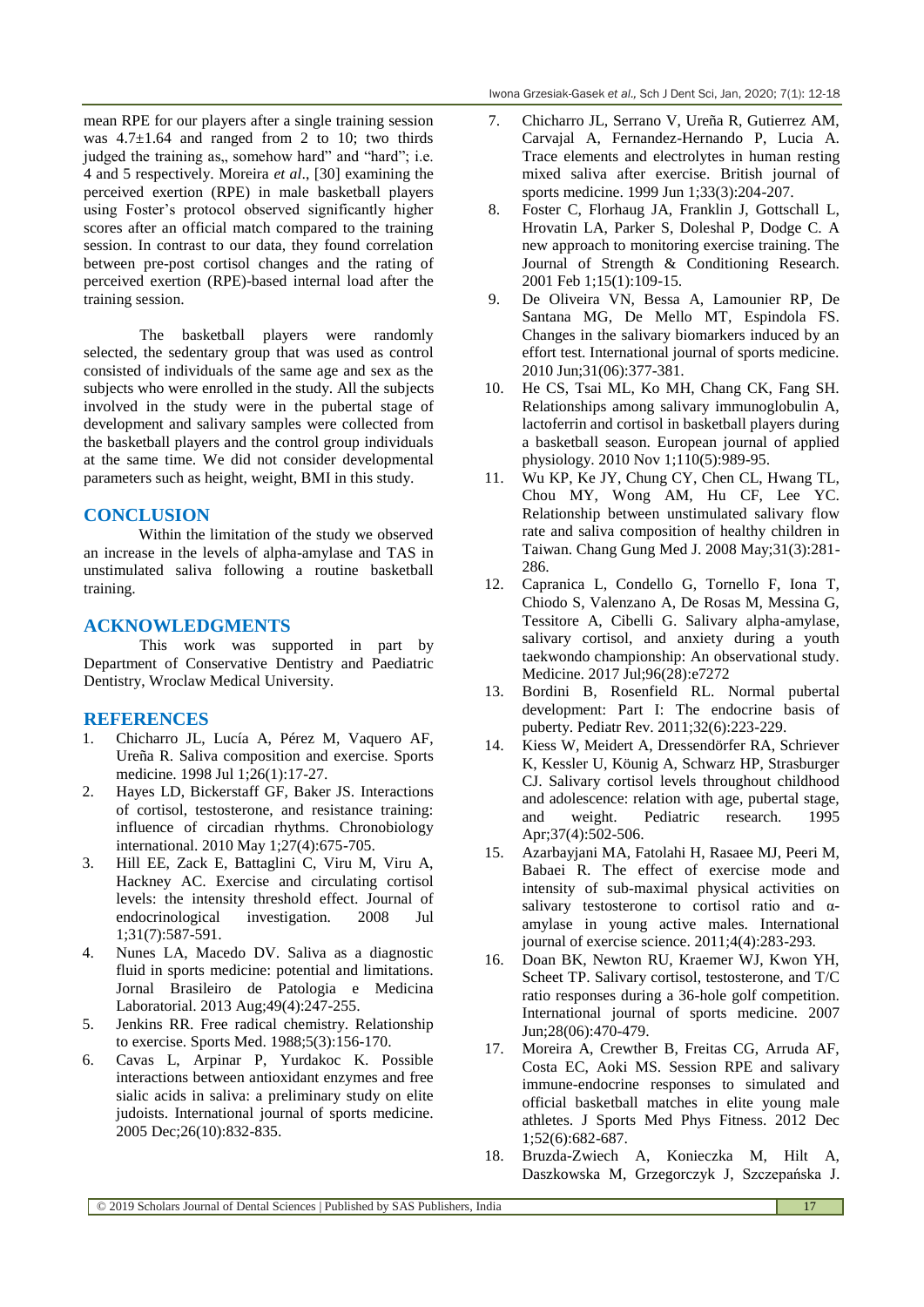mean RPE for our players after a single training session was 4.7±1.64 and ranged from 2 to 10; two thirds judged the training as„ somehow hard" and "hard"; i.e. 4 and 5 respectively. Moreira *et al*., [30] examining the perceived exertion (RPE) in male basketball players using Foster's protocol observed significantly higher scores after an official match compared to the training session. In contrast to our data, they found correlation between pre-post cortisol changes and the rating of perceived exertion (RPE)-based internal load after the training session.

The basketball players were randomly selected, the sedentary group that was used as control consisted of individuals of the same age and sex as the subjects who were enrolled in the study. All the subjects involved in the study were in the pubertal stage of development and salivary samples were collected from the basketball players and the control group individuals at the same time. We did not consider developmental parameters such as height, weight, BMI in this study.

## CONCLUSION

Within the limitation of the study we observed an increase in the levels of alpha-amylase and TAS in unstimulated saliva following a routine basketball training.

## ACKNOWLEDGMENTS

This work was supported in part by Department of Conservative Dentistry and Paediatric Dentistry, Wroclaw Medical University.

## REFERENCES

1. Chicharro JL, Lucía A, Pérez M, Vaquero AF, Ureña R. Saliva composition and exercise. Sports medicine. 1998 Jul 1;26(1):17-27.
2. Hayes LD, Bickerstaff GF, Baker JS. Interactions of cortisol, testosterone, and resistance training: influence of circadian rhythms. Chronobiology international. 2010 May 1;27(4):675-705.
3. Hill EE, Zack E, Battaglini C, Viru M, Viru A, Hackney AC. Exercise and circulating cortisol levels: the intensity threshold effect. Journal of endocrinological investigation. 2008 Jul 1;31(7):587-591.
4. Nunes LA, Macedo DV. Saliva as a diagnostic fluid in sports medicine: potential and limitations. Jornal Brasileiro de Patologia e Medicina Laboratorial. 2013 Aug;49(4):247-255.
5. Jenkins RR. Free radical chemistry. Relationship to exercise. Sports Med. 1988;5(3):156-170.
6. Cavas L, Arpinar P, Yurdakoc K. Possible interactions between antioxidant enzymes and free sialic acids in saliva: a preliminary study on elite judoists. International journal of sports medicine. 2005 Dec;26(10):832-835.
7. Chicharro JL, Serrano V, Ureña R, Gutierrez AM, Carvajal A, Fernandez-Hernando P, Lucia A. Trace elements and electrolytes in human resting mixed saliva after exercise. British journal of sports medicine. 1999 Jun 1;33(3):204-207.
8. Foster C, Florhaug JA, Franklin J, Gottschall L, Hrovatin LA, Parker S, Doleshal P, Dodge C. A new approach to monitoring exercise training. The Journal of Strength & Conditioning Research. 2001 Feb 1;15(1):109-15.
9. De Oliveira VN, Bessa A, Lamounier RP, De Santana MG, De Mello MT, Espindola FS. Changes in the salivary biomarkers induced by an effort test. International journal of sports medicine. 2010 Jun;31(06):377-381.
10. He CS, Tsai ML, Ko MH, Chang CK, Fang SH. Relationships among salivary immunoglobulin A, lactoferrin and cortisol in basketball players during a basketball season. European journal of applied physiology. 2010 Nov 1;110(5):989-95.
11. Wu KP, Ke JY, Chung CY, Chen CL, Hwang TL, Chou MY, Wong AM, Hu CF, Lee YC. Relationship between unstimulated salivary flow rate and saliva composition of healthy children in Taiwan. Chang Gung Med J. 2008 May;31(3):281-286.
12. Capranica L, Condello G, Tornello F, Iona T, Chiodo S, Valenzano A, De Rosas M, Messina G, Tessitore A, Cibelli G. Salivary alpha-amylase, salivary cortisol, and anxiety during a youth taekwondo championship: An observational study. Medicine. 2017 Jul;96(28):e7272
13. Bordini B, Rosenfield RL. Normal pubertal development: Part I: The endocrine basis of puberty. Pediatr Rev. 2011;32(6):223-229.
14. Kiess W, Meidert A, Dressendörfer RA, Schriever K, Kessler U, Köunig A, Schwarz HP, Strasburger CJ. Salivary cortisol levels throughout childhood and adolescence: relation with age, pubertal stage, and weight. Pediatric research. 1995 Apr;37(4):502-506.
15. Azarbayjani MA, Fatolahi H, Rasaee MJ, Peeri M, Babaei R. The effect of exercise mode and intensity of sub-maximal physical activities on salivary testosterone to cortisol ratio and α-amylase in young active males. International journal of exercise science. 2011;4(4):283-293.
16. Doan BK, Newton RU, Kraemer WJ, Kwon YH, Scheet TP. Salivary cortisol, testosterone, and T/C ratio responses during a 36-hole golf competition. International journal of sports medicine. 2007 Jun;28(06):470-479.
17. Moreira A, Crewther B, Freitas CG, Arruda AF, Costa EC, Aoki MS. Session RPE and salivary immune-endocrine responses to simulated and official basketball matches in elite young male athletes. J Sports Med Phys Fitness. 2012 Dec 1;52(6):682-687.
18. Bruzda-Zwiech A, Konieczka M, Hilt A, Daszkowska M, Grzegorczyk J, Szczepańska J.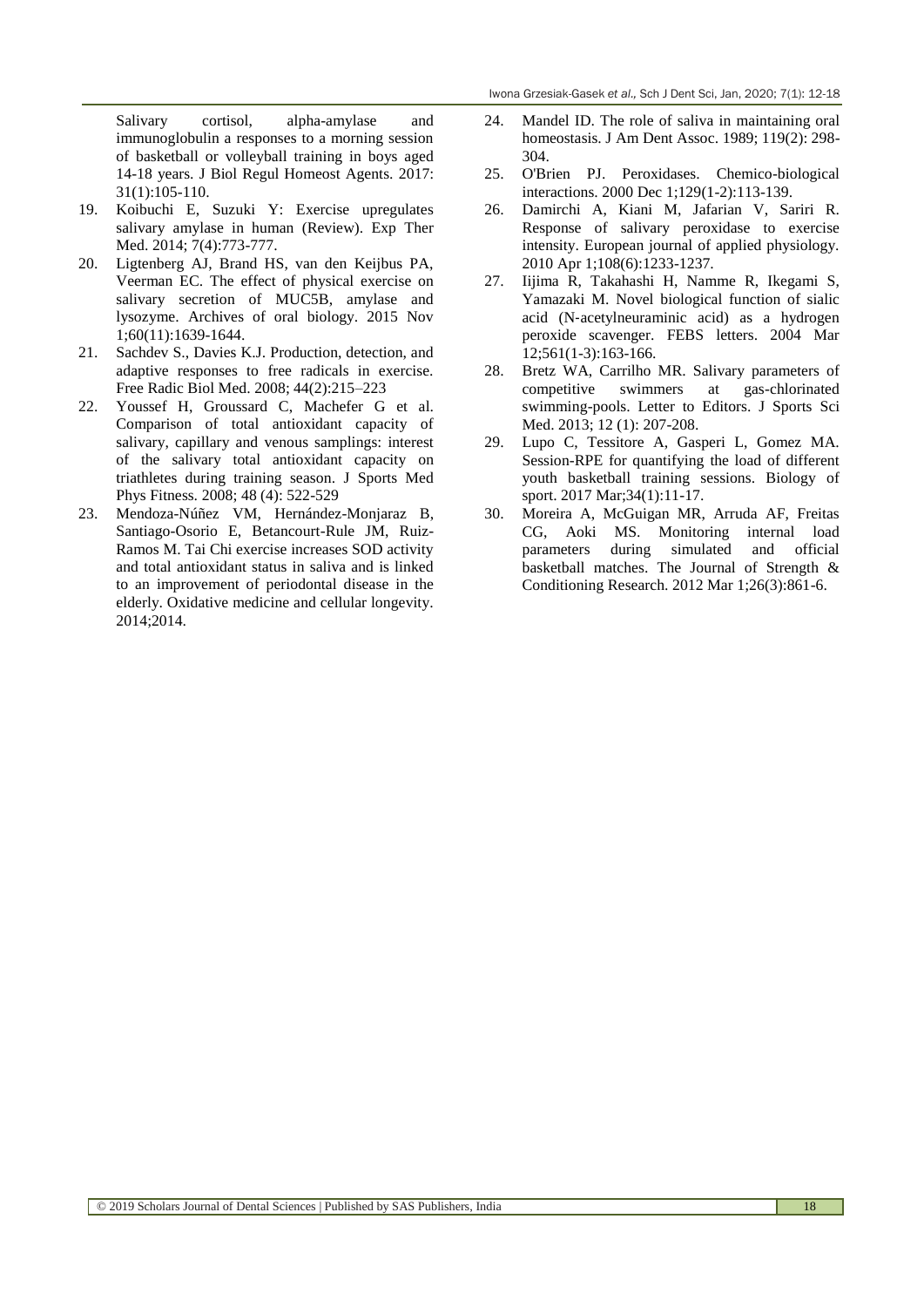Salivary cortisol, alpha-amylase and immunoglobulin a responses to a morning session of basketball or volleyball training in boys aged 14-18 years. J Biol Regul Homeost Agents. 2017: 31(1):105-110.

19. Koibuchi E, Suzuki Y: Exercise upregulates salivary amylase in human (Review). Exp Ther Med. 2014; 7(4):773-777.
20. Ligtenberg AJ, Brand HS, van den Keijbus PA, Veerman EC. The effect of physical exercise on salivary secretion of MUC5B, amylase and lysozyme. Archives of oral biology. 2015 Nov 1;60(11):1639-1644.
21. Sachdev S., Davies K.J. Production, detection, and adaptive responses to free radicals in exercise. Free Radic Biol Med. 2008; 44(2):215–223
22. Youssef H, Groussard C, Machefer G et al. Comparison of total antioxidant capacity of salivary, capillary and venous samplings: interest of the salivary total antioxidant capacity on triathletes during training season. J Sports Med Phys Fitness. 2008; 48 (4): 522-529
23. Mendoza-Núñez VM, Hernández-Monjaraz B, Santiago-Osorio E, Betancourt-Rule JM, Ruiz-Ramos M. Tai Chi exercise increases SOD activity and total antioxidant status in saliva and is linked to an improvement of periodontal disease in the elderly. Oxidative medicine and cellular longevity. 2014;2014.
24. Mandel ID. The role of saliva in maintaining oral homeostasis. J Am Dent Assoc. 1989; 119(2): 298-304.
25. O'Brien PJ. Peroxidases. Chemico-biological interactions. 2000 Dec 1;129(1-2):113-139.
26. Damirchi A, Kiani M, Jafarian V, Sariri R. Response of salivary peroxidase to exercise intensity. European journal of applied physiology. 2010 Apr 1;108(6):1233-1237.
27. Iijima R, Takahashi H, Namme R, Ikegami S, Yamazaki M. Novel biological function of sialic acid (N-acetylneuraminic acid) as a hydrogen peroxide scavenger. FEBS letters. 2004 Mar 12;561(1-3):163-166.
28. Bretz WA, Carrilho MR. Salivary parameters of competitive swimmers at gas-chlorinated swimming-pools. Letter to Editors. J Sports Sci Med. 2013; 12 (1): 207-208.
29. Lupo C, Tessitore A, Gasperi L, Gomez MA. Session-RPE for quantifying the load of different youth basketball training sessions. Biology of sport. 2017 Mar;34(1):11-17.
30. Moreira A, McGuigan MR, Arruda AF, Freitas CG, Aoki MS. Monitoring internal load parameters during simulated and official basketball matches. The Journal of Strength & Conditioning Research. 2012 Mar 1;26(3):861-6.